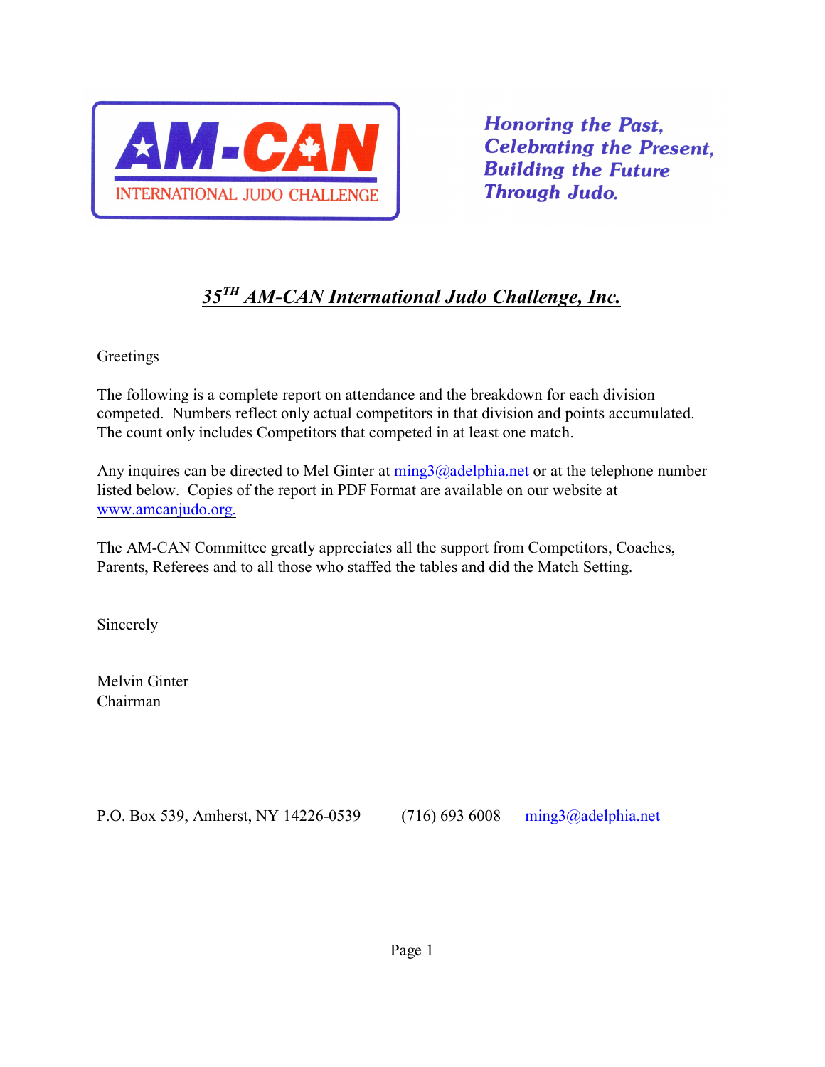AM-CAN

INTERNATIONAL JUDO CHALLENGE

*Honoring the Past,*
*Celebrating the Present,*
*Building the Future*
*Through Judo.*

# *35TH AM-CAN International Judo Challenge, Inc.*

Greetings

The following is a complete report on attendance and the breakdown for each division competed. Numbers reflect only actual competitors in that division and points accumulated. The count only includes Competitors that competed in at least one match.

Any inquires can be directed to Mel Ginter at ming3@adelphia.net or at the telephone number listed below. Copies of the report in PDF Format are available on our website at www.amcanjudo.org.

The AM-CAN Committee greatly appreciates all the support from Competitors, Coaches, Parents, Referees and to all those who staffed the tables and did the Match Setting.

Sincerely

Melvin Ginter
Chairman

P.O. Box 539, Amherst, NY 14226-0539 (716) 693 6008 ming3@adelphia.net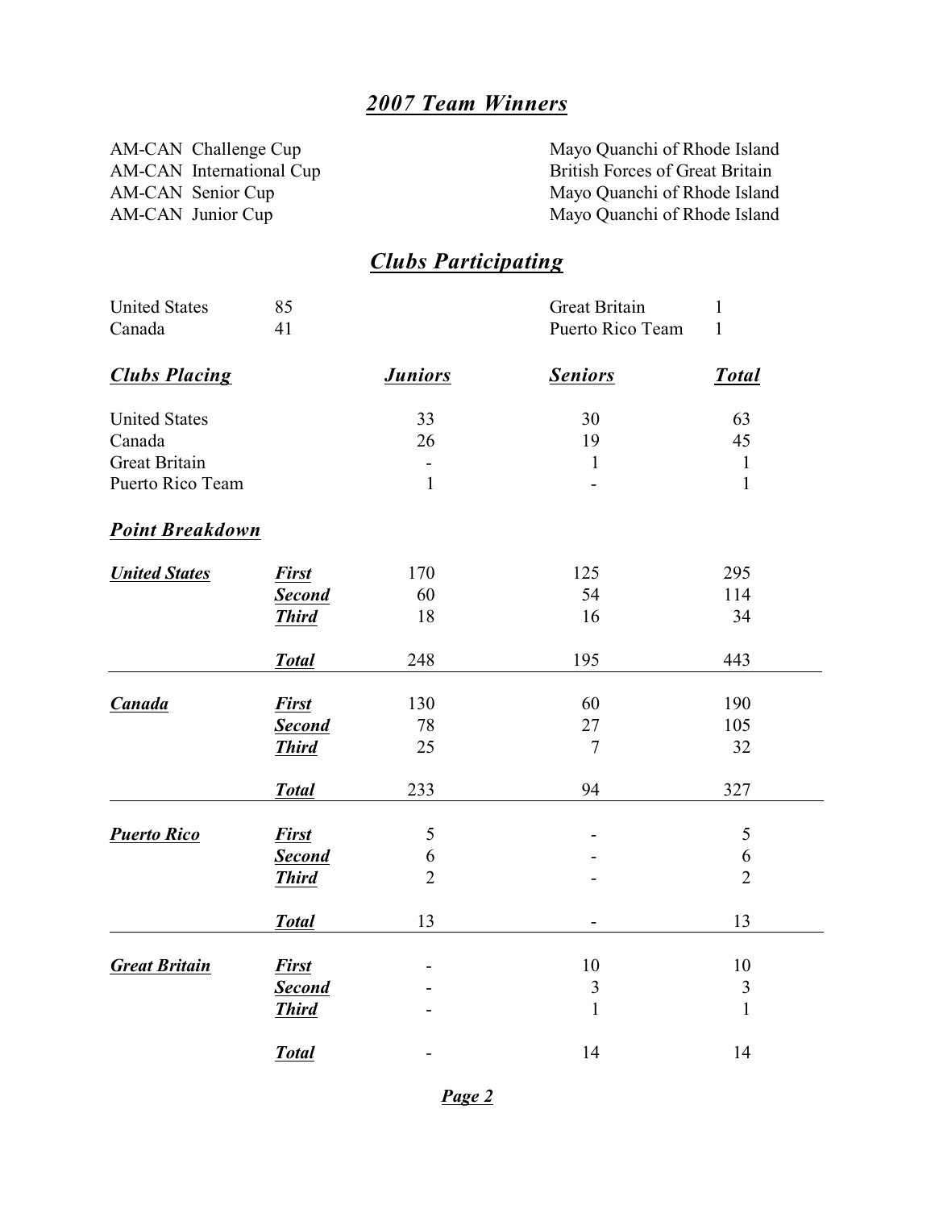# *2007 Team Winners*

| | |
|---|---|
| AM-CAN Challenge Cup | Mayo Quanchi of Rhode Island |
| AM-CAN International Cup | British Forces of Great Britain |
| AM-CAN Senior Cup | Mayo Quanchi of Rhode Island |
| AM-CAN Junior Cup | Mayo Quanchi of Rhode Island |

# *Clubs Participating*

| | | | |
|---|---|---|---|
| United States | 85 | Great Britain | 1 |
| Canada | 41 | Puerto Rico Team | 1 |

| ***Clubs Placing*** | ***Juniors*** | ***Seniors*** | ***Total*** |
|---|---|---|---|
| United States | 33 | 30 | 63 |
| Canada | 26 | 19 | 45 |
| Great Britain | - | 1 | 1 |
| Puerto Rico Team | 1 | - | 1 |

## ***Point Breakdown***

| | | Juniors | Seniors | Total |
|---|---|---|---|---|
| ***United States*** | ***First*** | 170 | 125 | 295 |
| | ***Second*** | 60 | 54 | 114 |
| | ***Third*** | 18 | 16 | 34 |
| | ***Total*** | 248 | 195 | 443 |
| ***Canada*** | ***First*** | 130 | 60 | 190 |
| | ***Second*** | 78 | 27 | 105 |
| | ***Third*** | 25 | 7 | 32 |
| | ***Total*** | 233 | 94 | 327 |
| ***Puerto Rico*** | ***First*** | 5 | - | 5 |
| | ***Second*** | 6 | - | 6 |
| | ***Third*** | 2 | - | 2 |
| | ***Total*** | 13 | - | 13 |
| ***Great Britain*** | ***First*** | - | 10 | 10 |
| | ***Second*** | - | 3 | 3 |
| | ***Third*** | - | 1 | 1 |
| | ***Total*** | - | 14 | 14 |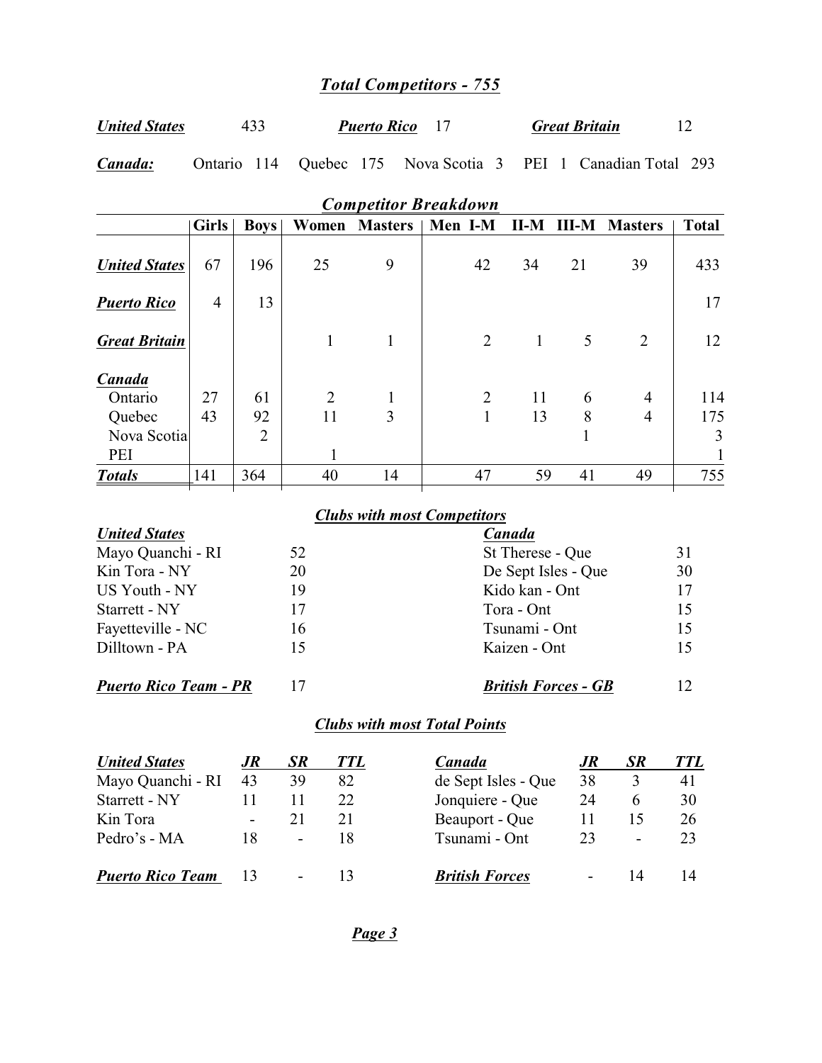## *Total Competitors - 755*

***United States*** 433 ***Puerto Rico*** 17 ***Great Britain*** 12

***Canada:*** Ontario 114 Quebec 175 Nova Scotia 3 PEI 1 Canadian Total 293

### *Competitor Breakdown*

| | Girls | Boys | Women | Masters | Men I-M | II-M | III-M | Masters | Total |
|---|---|---|---|---|---|---|---|---|---|
| ***United States*** | 67 | 196 | 25 | 9 | 42 | 34 | 21 | 39 | 433 |
| ***Puerto Rico*** | 4 | 13 | | | | | | | 17 |
| ***Great Britain*** | | | 1 | 1 | 2 | 1 | 5 | 2 | 12 |
| ***Canada*** | | | | | | | | | |
| Ontario | 27 | 61 | 2 | 1 | 2 | 11 | 6 | 4 | 114 |
| Quebec | 43 | 92 | 11 | 3 | 1 | 13 | 8 | 4 | 175 |
| Nova Scotia | | 2 | | | | | 1 | | 3 |
| PEI | | | 1 | | | | | | 1 |
| ***Totals*** | 141 | 364 | 40 | 14 | 47 | 59 | 41 | 49 | 755 |

### *Clubs with most Competitors*

| ***United States*** | | ***Canada*** | |
|---|---|---|---|
| Mayo Quanchi - RI | 52 | St Therese - Que | 31 |
| Kin Tora - NY | 20 | De Sept Isles - Que | 30 |
| US Youth - NY | 19 | Kido kan - Ont | 17 |
| Starrett - NY | 17 | Tora - Ont | 15 |
| Fayetteville - NC | 16 | Tsunami - Ont | 15 |
| Dilltown - PA | 15 | Kaizen - Ont | 15 |
| ***Puerto Rico Team - PR*** | 17 | ***British Forces - GB*** | 12 |

### *Clubs with most Total Points*

| ***United States*** | ***JR*** | ***SR*** | ***TTL*** | ***Canada*** | ***JR*** | ***SR*** | ***TTL*** |
|---|---|---|---|---|---|---|---|
| Mayo Quanchi - RI | 43 | 39 | 82 | de Sept Isles - Que | 38 | 3 | 41 |
| Starrett - NY | 11 | 11 | 22 | Jonquiere - Que | 24 | 6 | 30 |
| Kin Tora | - | 21 | 21 | Beauport - Que | 11 | 15 | 26 |
| Pedro's - MA | 18 | - | 18 | Tsunami - Ont | 23 | - | 23 |
| ***Puerto Rico Team*** | 13 | - | 13 | ***British Forces*** | - | 14 | 14 |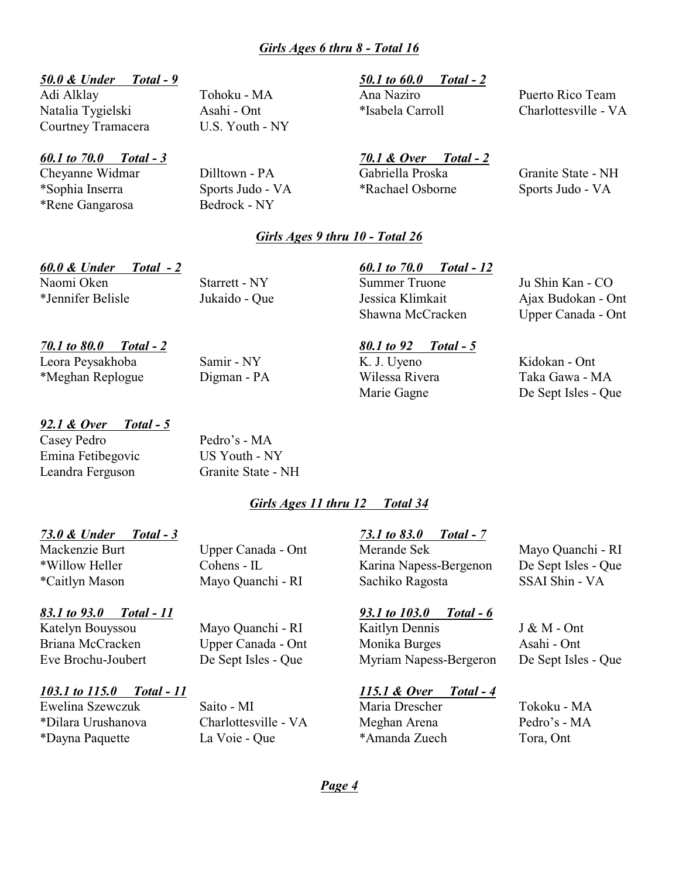## *Girls Ages 6 thru 8 - Total 16*

***50.0 & Under Total - 9***

| | |
|---|---|
| Adi Alklay | Tohoku - MA |
| Natalia Tygielski | Asahi - Ont |
| Courtney Tramacera | U.S. Youth - NY |

***50.1 to 60.0 Total - 2***

| | |
|---|---|
| Ana Naziro | Puerto Rico Team |
| *Isabela Carroll | Charlottesville - VA |

***60.1 to 70.0 Total - 3***

| | |
|---|---|
| Cheyanne Widmar | Dilltown - PA |
| *Sophia Inserra | Sports Judo - VA |
| *Rene Gangarosa | Bedrock - NY |

***70.1 & Over Total - 2***

| | |
|---|---|
| Gabriella Proska | Granite State - NH |
| *Rachael Osborne | Sports Judo - VA |

## *Girls Ages 9 thru 10 - Total 26*

***60.0 & Under Total - 2***

| | |
|---|---|
| Naomi Oken | Starrett - NY |
| *Jennifer Belisle | Jukaido - Que |

***60.1 to 70.0 Total - 12***

| | |
|---|---|
| Summer Truone | Ju Shin Kan - CO |
| Jessica Klimkait | Ajax Budokan - Ont |
| Shawna McCracken | Upper Canada - Ont |

***70.1 to 80.0 Total - 2***

| | |
|---|---|
| Leora Peysakhoba | Samir - NY |
| *Meghan Replogue | Digman - PA |

***80.1 to 92 Total - 5***

| | |
|---|---|
| K. J. Uyeno | Kidokan - Ont |
| Wilessa Rivera | Taka Gawa - MA |
| Marie Gagne | De Sept Isles - Que |

***92.1 & Over Total - 5***

| | |
|---|---|
| Casey Pedro | Pedro's - MA |
| Emina Fetibegovic | US Youth - NY |
| Leandra Ferguson | Granite State - NH |

## *Girls Ages 11 thru 12 Total 34*

***73.0 & Under Total - 3***

| | |
|---|---|
| Mackenzie Burt | Upper Canada - Ont |
| *Willow Heller | Cohens - IL |
| *Caitlyn Mason | Mayo Quanchi - RI |

***73.1 to 83.0 Total - 7***

| | |
|---|---|
| Merande Sek | Mayo Quanchi - RI |
| Karina Napess-Bergenon | De Sept Isles - Que |
| Sachiko Ragosta | SSAI Shin - VA |

***83.1 to 93.0 Total - 11***

| | |
|---|---|
| Katelyn Bouyssou | Mayo Quanchi - RI |
| Briana McCracken | Upper Canada - Ont |
| Eve Brochu-Joubert | De Sept Isles - Que |

***93.1 to 103.0 Total - 6***

| | |
|---|---|
| Kaitlyn Dennis | J & M - Ont |
| Monika Burges | Asahi - Ont |
| Myriam Napess-Bergeron | De Sept Isles - Que |

***103.1 to 115.0 Total - 11***

| | |
|---|---|
| Ewelina Szewczuk | Saito - MI |
| *Dilara Urushanova | Charlottesville - VA |
| *Dayna Paquette | La Voie - Que |

***115.1 & Over Total - 4***

| | |
|---|---|
| Maria Drescher | Tokoku - MA |
| Meghan Arena | Pedro's - MA |
| *Amanda Zuech | Tora, Ont |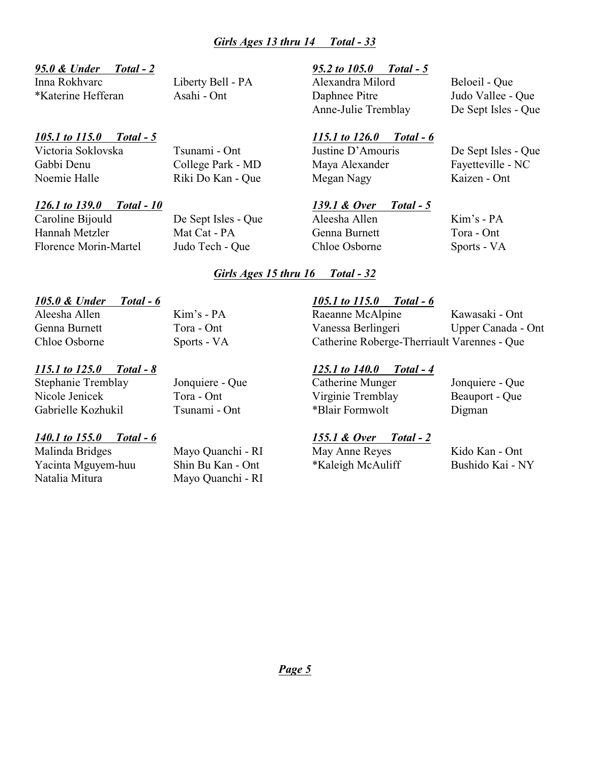## *Girls Ages 13 thru 14 Total - 33*

### *95.0 & Under Total - 2*

| | |
|---|---|
| Inna Rokhvarc | Liberty Bell - PA |
| *Katerine Hefferan | Asahi - Ont |

### *95.2 to 105.0 Total - 5*

| | |
|---|---|
| Alexandra Milord | Beloeil - Que |
| Daphnee Pitre | Judo Vallee - Que |
| Anne-Julie Tremblay | De Sept Isles - Que |

### *105.1 to 115.0 Total - 5*

| | |
|---|---|
| Victoria Soklovska | Tsunami - Ont |
| Gabbi Denu | College Park - MD |
| Noemie Halle | Riki Do Kan - Que |

### *115.1 to 126.0 Total - 6*

| | |
|---|---|
| Justine D'Amouris | De Sept Isles - Que |
| Maya Alexander | Fayetteville - NC |
| Megan Nagy | Kaizen - Ont |

### *126.1 to 139.0 Total - 10*

| | |
|---|---|
| Caroline Bijould | De Sept Isles - Que |
| Hannah Metzler | Mat Cat - PA |
| Florence Morin-Martel | Judo Tech - Que |

### *139.1 & Over Total - 5*

| | |
|---|---|
| Aleesha Allen | Kim's - PA |
| Genna Burnett | Tora - Ont |
| Chloe Osborne | Sports - VA |

## *Girls Ages 15 thru 16 Total - 32*

### *105.0 & Under Total - 6*

| | |
|---|---|
| Aleesha Allen | Kim's - PA |
| Genna Burnett | Tora - Ont |
| Chloe Osborne | Sports - VA |

### *105.1 to 115.0 Total - 6*

| | |
|---|---|
| Raeanne McAlpine | Kawasaki - Ont |
| Vanessa Berlingeri | Upper Canada - Ont |
| Catherine Roberge-Therriault | Varennes - Que |

### *115.1 to 125.0 Total - 8*

| | |
|---|---|
| Stephanie Tremblay | Jonquiere - Que |
| Nicole Jenicek | Tora - Ont |
| Gabrielle Kozhukil | Tsunami - Ont |

### *125.1 to 140.0 Total - 4*

| | |
|---|---|
| Catherine Munger | Jonquiere - Que |
| Virginie Tremblay | Beauport - Que |
| *Blair Formwolt | Digman |

### *140.1 to 155.0 Total - 6*

| | |
|---|---|
| Malinda Bridges | Mayo Quanchi - RI |
| Yacinta Mguyem-huu | Shin Bu Kan - Ont |
| Natalia Mitura | Mayo Quanchi - RI |

### *155.1 & Over Total - 2*

| | |
|---|---|
| May Anne Reyes | Kido Kan - Ont |
| *Kaleigh McAuliff | Bushido Kai - NY |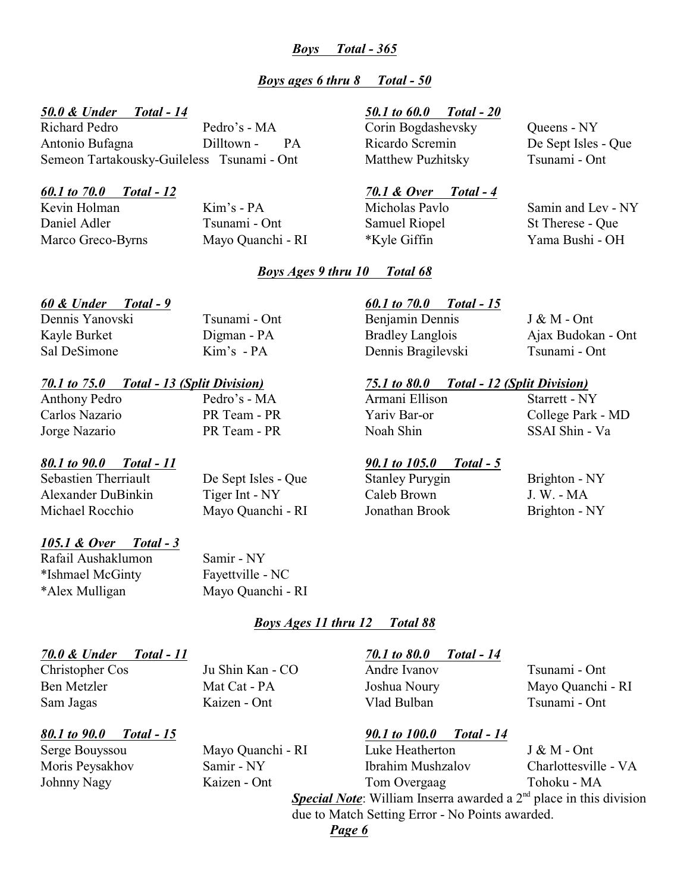## *Boys Total - 365*

### *Boys ages 6 thru 8 Total - 50*

***50.0 & Under Total - 14***

| | |
|---|---|
| Richard Pedro | Pedro's - MA |
| Antonio Bufagna | Dilltown - PA |
| Semeon Tartakousky-Guileless | Tsunami - Ont |

***50.1 to 60.0 Total - 20***

| | |
|---|---|
| Corin Bogdashevsky | Queens - NY |
| Ricardo Scremin | De Sept Isles - Que |
| Matthew Puzhitsky | Tsunami - Ont |

***60.1 to 70.0 Total - 12***

| | |
|---|---|
| Kevin Holman | Kim's - PA |
| Daniel Adler | Tsunami - Ont |
| Marco Greco-Byrns | Mayo Quanchi - RI |

***70.1 & Over Total - 4***

| | |
|---|---|
| Micholas Pavlo | Samin and Lev - NY |
| Samuel Riopel | St Therese - Que |
| *Kyle Giffin | Yama Bushi - OH |

### *Boys Ages 9 thru 10 Total 68*

***60 & Under Total - 9***

| | |
|---|---|
| Dennis Yanovski | Tsunami - Ont |
| Kayle Burket | Digman - PA |
| Sal DeSimone | Kim's - PA |

***60.1 to 70.0 Total - 15***

| | |
|---|---|
| Benjamin Dennis | J & M - Ont |
| Bradley Langlois | Ajax Budokan - Ont |
| Dennis Bragilevski | Tsunami - Ont |

***70.1 to 75.0 Total - 13 (Split Division)***

| | |
|---|---|
| Anthony Pedro | Pedro's - MA |
| Carlos Nazario | PR Team - PR |
| Jorge Nazario | PR Team - PR |

***75.1 to 80.0 Total - 12 (Split Division)***

| | |
|---|---|
| Armani Ellison | Starrett - NY |
| Yariv Bar-or | College Park - MD |
| Noah Shin | SSAI Shin - Va |

***80.1 to 90.0 Total - 11***

| | |
|---|---|
| Sebastien Therriault | De Sept Isles - Que |
| Alexander DuBinkin | Tiger Int - NY |
| Michael Rocchio | Mayo Quanchi - RI |

***90.1 to 105.0 Total - 5***

| | |
|---|---|
| Stanley Purygin | Brighton - NY |
| Caleb Brown | J. W. - MA |
| Jonathan Brook | Brighton - NY |

***105.1 & Over Total - 3***

| | |
|---|---|
| Rafail Aushaklumon | Samir - NY |
| *Ishmael McGinty | Fayettville - NC |
| *Alex Mulligan | Mayo Quanchi - RI |

### *Boys Ages 11 thru 12 Total 88*

***70.0 & Under Total - 11***

| | |
|---|---|
| Christopher Cos | Ju Shin Kan - CO |
| Ben Metzler | Mat Cat - PA |
| Sam Jagas | Kaizen - Ont |

***70.1 to 80.0 Total - 14***

| | |
|---|---|
| Andre Ivanov | Tsunami - Ont |
| Joshua Noury | Mayo Quanchi - RI |
| Vlad Bulban | Tsunami - Ont |

***80.1 to 90.0 Total - 15***

| | |
|---|---|
| Serge Bouyssou | Mayo Quanchi - RI |
| Moris Peysakhov | Samir - NY |
| Johnny Nagy | Kaizen - Ont |

***90.1 to 100.0 Total - 14***

| | |
|---|---|
| Luke Heatherton | J & M - Ont |
| Ibrahim Mushzalov | Charlottesville - VA |
| Tom Overgaag | Tohoku - MA |

***Special Note***: William Inserra awarded a 2nd place in this division due to Match Setting Error - No Points awarded.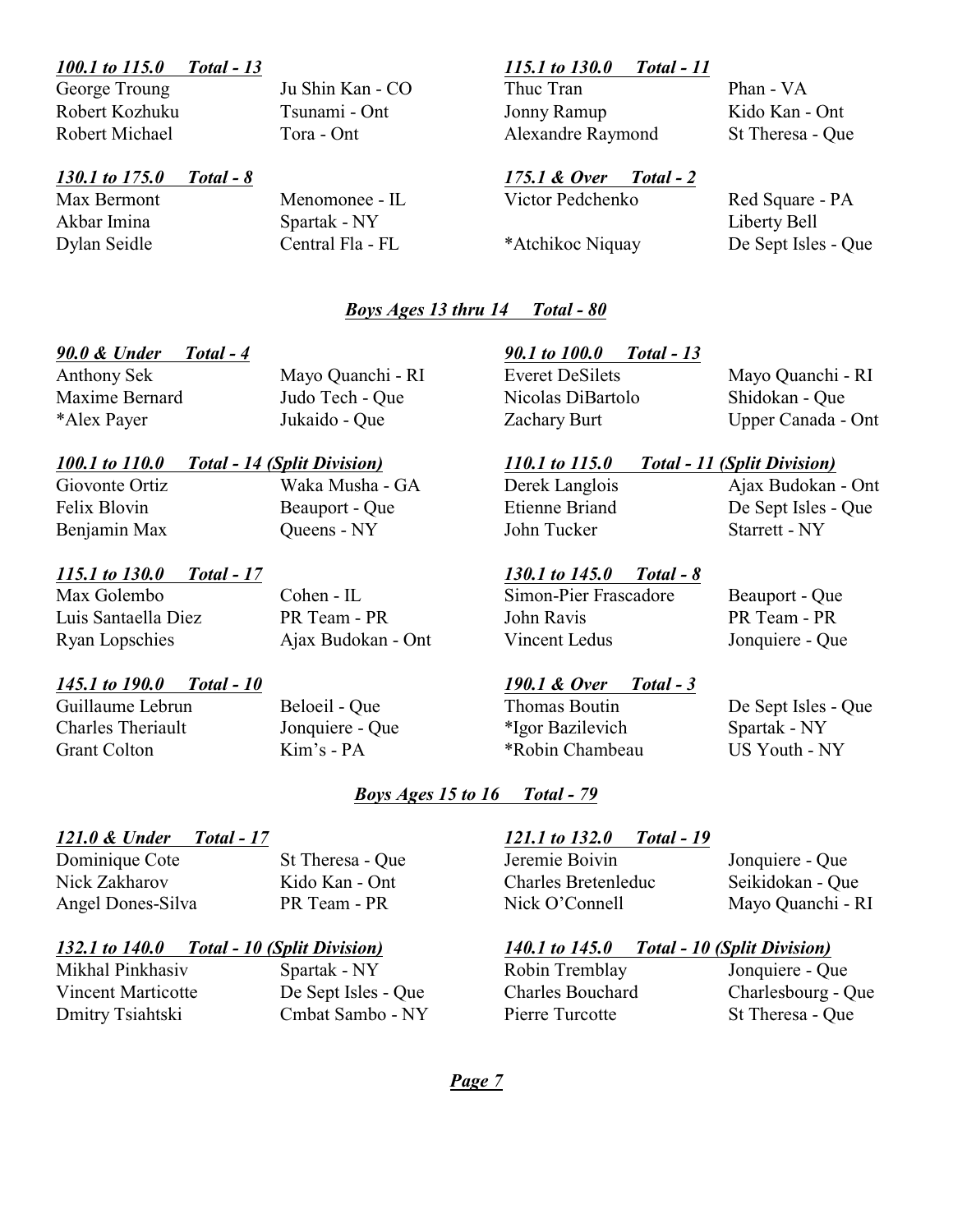***100.1 to 115.0 Total - 13***

| | |
|---|---|
| George Troung | Ju Shin Kan - CO |
| Robert Kozhuku | Tsunami - Ont |
| Robert Michael | Tora - Ont |

***115.1 to 130.0 Total - 11***

| | |
|---|---|
| Thuc Tran | Phan - VA |
| Jonny Ramup | Kido Kan - Ont |
| Alexandre Raymond | St Theresa - Que |

***130.1 to 175.0 Total - 8***

| | |
|---|---|
| Max Bermont | Menomonee - IL |
| Akbar Imina | Spartak - NY |
| Dylan Seidle | Central Fla - FL |

***175.1 & Over Total - 2***

| | |
|---|---|
| Victor Pedchenko | Red Square - PA |
| | Liberty Bell |
| *Atchikoc Niquay | De Sept Isles - Que |

## ***Boys Ages 13 thru 14 Total - 80***

***90.0 & Under Total - 4***

| | |
|---|---|
| Anthony Sek | Mayo Quanchi - RI |
| Maxime Bernard | Judo Tech - Que |
| *Alex Payer | Jukaido - Que |

***90.1 to 100.0 Total - 13***

| | |
|---|---|
| Everet DeSilets | Mayo Quanchi - RI |
| Nicolas DiBartolo | Shidokan - Que |
| Zachary Burt | Upper Canada - Ont |

***100.1 to 110.0 Total - 14 (Split Division)***

| | |
|---|---|
| Giovonte Ortiz | Waka Musha - GA |
| Felix Blovin | Beauport - Que |
| Benjamin Max | Queens - NY |

***110.1 to 115.0 Total - 11 (Split Division)***

| | |
|---|---|
| Derek Langlois | Ajax Budokan - Ont |
| Etienne Briand | De Sept Isles - Que |
| John Tucker | Starrett - NY |

***115.1 to 130.0 Total - 17***

| | |
|---|---|
| Max Golembo | Cohen - IL |
| Luis Santaella Diez | PR Team - PR |
| Ryan Lopschies | Ajax Budokan - Ont |

***130.1 to 145.0 Total - 8***

| | |
|---|---|
| Simon-Pier Frascadore | Beauport - Que |
| John Ravis | PR Team - PR |
| Vincent Ledus | Jonquiere - Que |

***145.1 to 190.0 Total - 10***

| | |
|---|---|
| Guillaume Lebrun | Beloeil - Que |
| Charles Theriault | Jonquiere - Que |
| Grant Colton | Kim's - PA |

***190.1 & Over Total - 3***

| | |
|---|---|
| Thomas Boutin | De Sept Isles - Que |
| *Igor Bazilevich | Spartak - NY |
| *Robin Chambeau | US Youth - NY |

## ***Boys Ages 15 to 16 Total - 79***

***121.0 & Under Total - 17***

| | |
|---|---|
| Dominique Cote | St Theresa - Que |
| Nick Zakharov | Kido Kan - Ont |
| Angel Dones-Silva | PR Team - PR |

***121.1 to 132.0 Total - 19***

| | |
|---|---|
| Jeremie Boivin | Jonquiere - Que |
| Charles Bretenleduc | Seikidokan - Que |
| Nick O'Connell | Mayo Quanchi - RI |

***132.1 to 140.0 Total - 10 (Split Division)***

| | |
|---|---|
| Mikhal Pinkhasiv | Spartak - NY |
| Vincent Marticotte | De Sept Isles - Que |
| Dmitry Tsiahtski | Cmbat Sambo - NY |

***140.1 to 145.0 Total - 10 (Split Division)***

| | |
|---|---|
| Robin Tremblay | Jonquiere - Que |
| Charles Bouchard | Charlesbourg - Que |
| Pierre Turcotte | St Theresa - Que |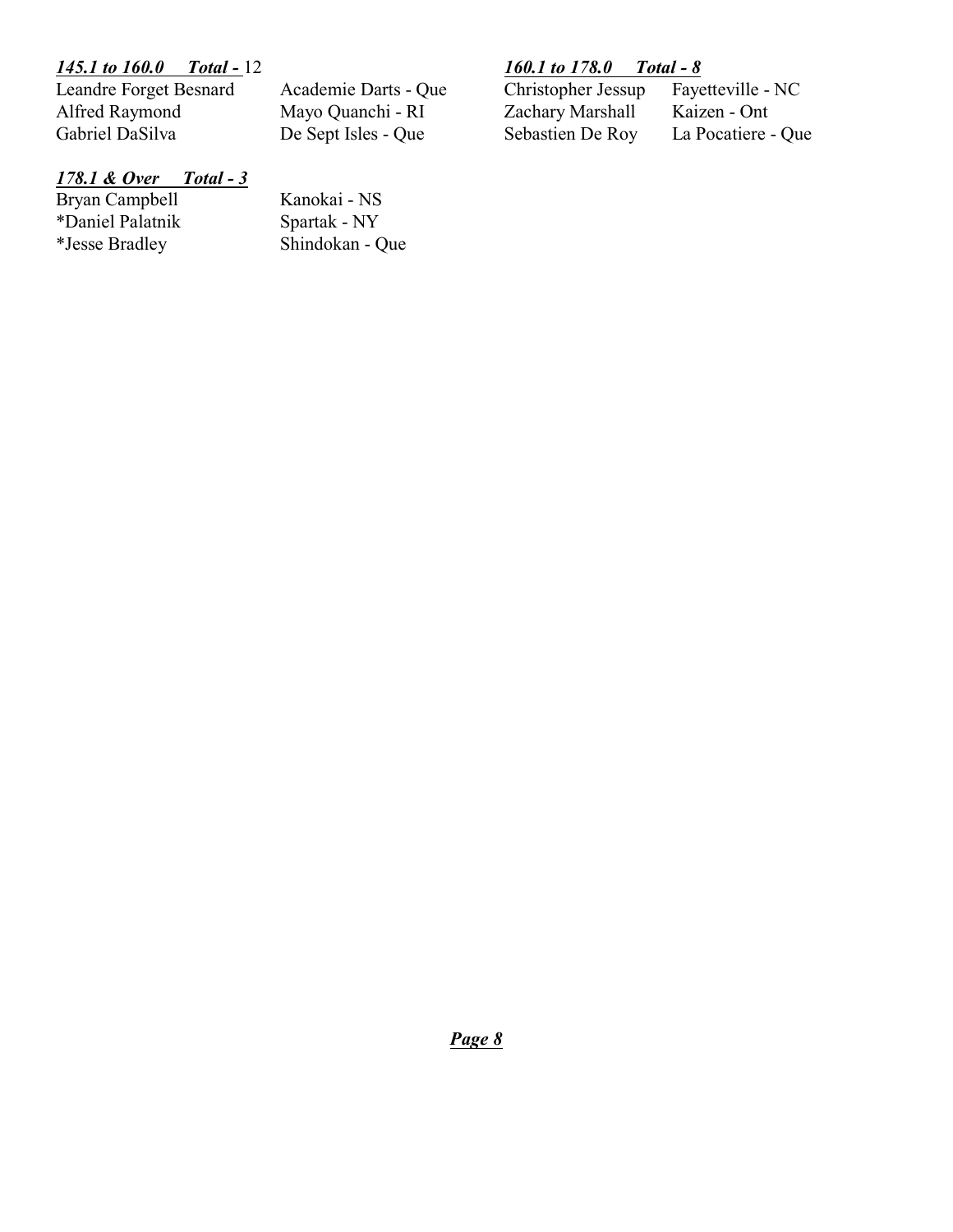***145.1 to 160.0 Total -*** 12

| | |
|---|---|
| Leandre Forget Besnard | Academie Darts - Que |
| Alfred Raymond | Mayo Quanchi - RI |
| Gabriel DaSilva | De Sept Isles - Que |

***160.1 to 178.0 Total - 8***

| | |
|---|---|
| Christopher Jessup | Fayetteville - NC |
| Zachary Marshall | Kaizen - Ont |
| Sebastien De Roy | La Pocatiere - Que |

***178.1 & Over Total - 3***

| | |
|---|---|
| Bryan Campbell | Kanokai - NS |
| *Daniel Palatnik | Spartak - NY |
| *Jesse Bradley | Shindokan - Que |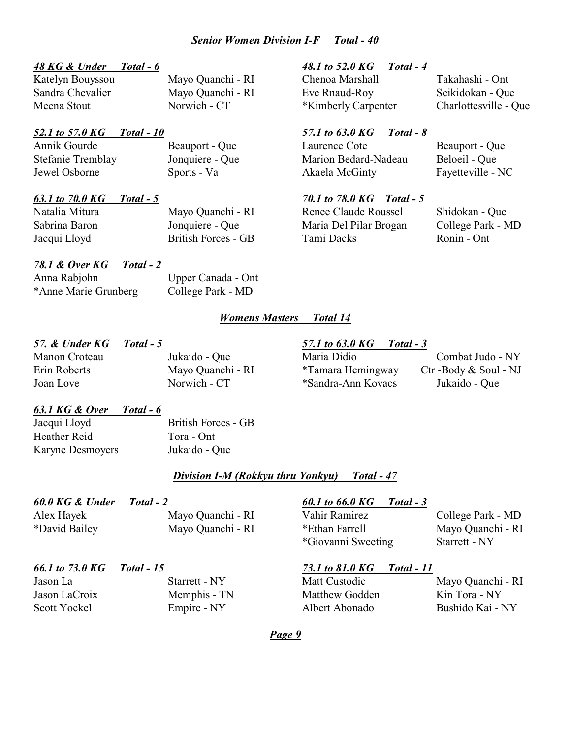## *Senior Women Division I-F Total - 40*

### *48 KG & Under Total - 6*

| | |
|---|---|
| Katelyn Bouyssou | Mayo Quanchi - RI |
| Sandra Chevalier | Mayo Quanchi - RI |
| Meena Stout | Norwich - CT |

### *48.1 to 52.0 KG Total - 4*

| | |
|---|---|
| Chenoa Marshall | Takahashi - Ont |
| Eve Rnaud-Roy | Seikidokan - Que |
| *Kimberly Carpenter | Charlottesville - Que |

### *52.1 to 57.0 KG Total - 10*

| | |
|---|---|
| Annik Gourde | Beauport - Que |
| Stefanie Tremblay | Jonquiere - Que |
| Jewel Osborne | Sports - Va |

### *57.1 to 63.0 KG Total - 8*

| | |
|---|---|
| Laurence Cote | Beauport - Que |
| Marion Bedard-Nadeau | Beloeil - Que |
| Akaela McGinty | Fayetteville - NC |

### *63.1 to 70.0 KG Total - 5*

| | |
|---|---|
| Natalia Mitura | Mayo Quanchi - RI |
| Sabrina Baron | Jonquiere - Que |
| Jacqui Lloyd | British Forces - GB |

### *70.1 to 78.0 KG Total - 5*

| | |
|---|---|
| Renee Claude Roussel | Shidokan - Que |
| Maria Del Pilar Brogan | College Park - MD |
| Tami Dacks | Ronin - Ont |

### *78.1 & Over KG Total - 2*

| | |
|---|---|
| Anna Rabjohn | Upper Canada - Ont |
| *Anne Marie Grunberg | College Park - MD |

## *Womens Masters Total 14*

### *57. & Under KG Total - 5*

| | |
|---|---|
| Manon Croteau | Jukaido - Que |
| Erin Roberts | Mayo Quanchi - RI |
| Joan Love | Norwich - CT |

### *57.1 to 63.0 KG Total - 3*

| | |
|---|---|
| Maria Didio | Combat Judo - NY |
| *Tamara Hemingway | Ctr -Body & Soul - NJ |
| *Sandra-Ann Kovacs | Jukaido - Que |

### *63.1 KG & Over Total - 6*

| | |
|---|---|
| Jacqui Lloyd | British Forces - GB |
| Heather Reid | Tora - Ont |
| Karyne Desmoyers | Jukaido - Que |

## *Division I-M (Rokkyu thru Yonkyu) Total - 47*

### *60.0 KG & Under Total - 2*

| | |
|---|---|
| Alex Hayek | Mayo Quanchi - RI |
| *David Bailey | Mayo Quanchi - RI |

### *60.1 to 66.0 KG Total - 3*

| | |
|---|---|
| Vahir Ramirez | College Park - MD |
| *Ethan Farrell | Mayo Quanchi - RI |
| *Giovanni Sweeting | Starrett - NY |

### *66.1 to 73.0 KG Total - 15*

| | |
|---|---|
| Jason La | Starrett - NY |
| Jason LaCroix | Memphis - TN |
| Scott Yockel | Empire - NY |

### *73.1 to 81.0 KG Total - 11*

| | |
|---|---|
| Matt Custodic | Mayo Quanchi - RI |
| Matthew Godden | Kin Tora - NY |
| Albert Abonado | Bushido Kai - NY |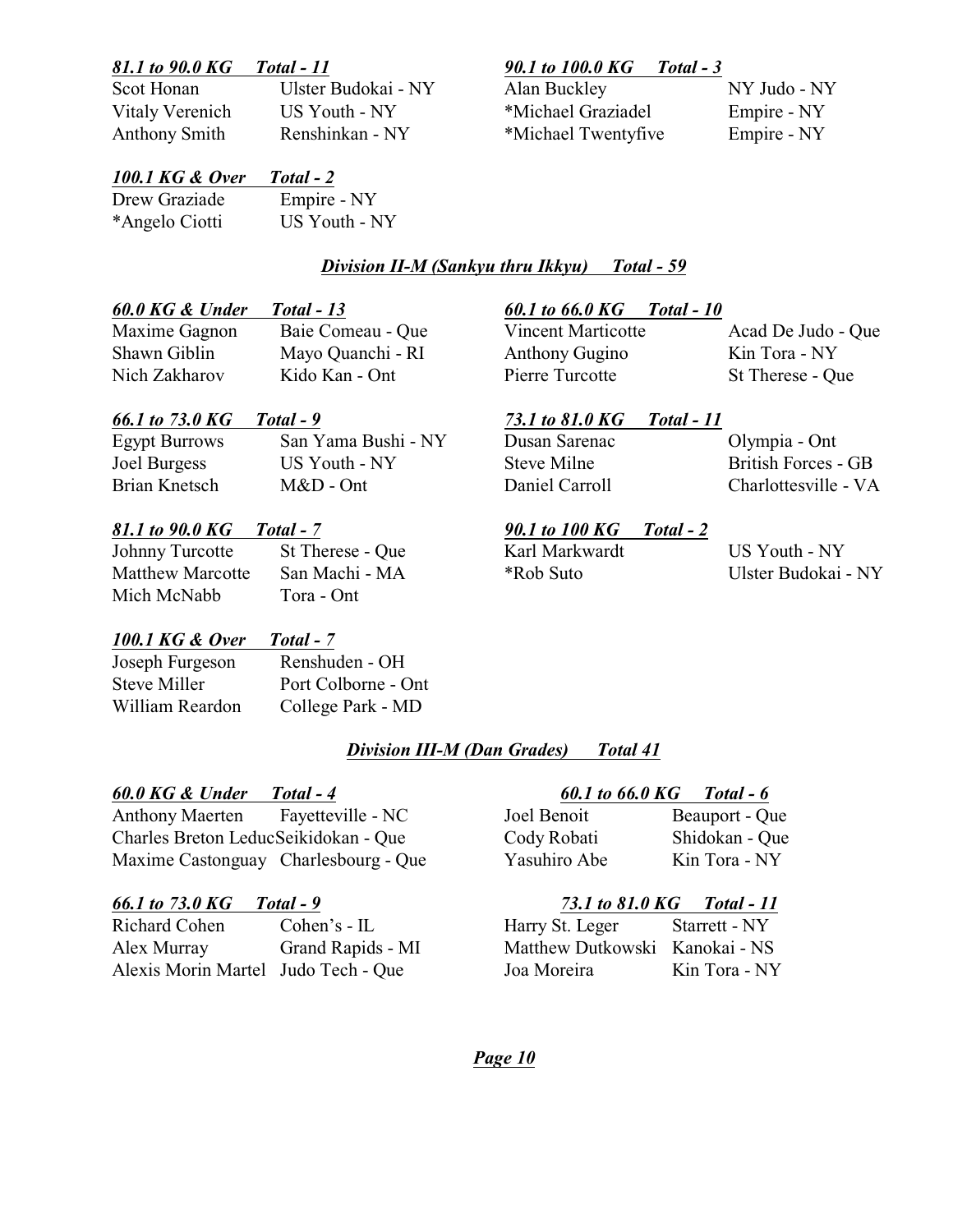***81.1 to 90.0 KG Total - 11***

Scot Honan — Ulster Budokai - NY
Vitaly Verenich — US Youth - NY
Anthony Smith — Renshinkan - NY

***90.1 to 100.0 KG Total - 3***

Alan Buckley — NY Judo - NY
*Michael Graziadel — Empire - NY
*Michael Twentyfive — Empire - NY

***100.1 KG & Over Total - 2***

Drew Graziade — Empire - NY
*Angelo Ciotti — US Youth - NY

## ***Division II-M (Sankyu thru Ikkyu) Total - 59***

***60.0 KG & Under Total - 13***

Maxime Gagnon — Baie Comeau - Que
Shawn Giblin — Mayo Quanchi - RI
Nich Zakharov — Kido Kan - Ont

***60.1 to 66.0 KG Total - 10***

Vincent Marticotte — Acad De Judo - Que
Anthony Gugino — Kin Tora - NY
Pierre Turcotte — St Therese - Que

***66.1 to 73.0 KG Total - 9***

Egypt Burrows — San Yama Bushi - NY
Joel Burgess — US Youth - NY
Brian Knetsch — M&D - Ont

***73.1 to 81.0 KG Total - 11***

Dusan Sarenac — Olympia - Ont
Steve Milne — British Forces - GB
Daniel Carroll — Charlottesville - VA

***81.1 to 90.0 KG Total - 7***

Johnny Turcotte — St Therese - Que
Matthew Marcotte — San Machi - MA
Mich McNabb — Tora - Ont

***90.1 to 100 KG Total - 2***

Karl Markwardt — US Youth - NY
*Rob Suto — Ulster Budokai - NY

***100.1 KG & Over Total - 7***

Joseph Furgeson — Renshuden - OH
Steve Miller — Port Colborne - Ont
William Reardon — College Park - MD

## ***Division III-M (Dan Grades) Total 41***

***60.0 KG & Under Total - 4***

Anthony Maerten — Fayetteville - NC
Charles Breton Leduc — Seikidokan - Que
Maxime Castonguay — Charlesbourg - Que

***60.1 to 66.0 KG Total - 6***

Joel Benoit — Beauport - Que
Cody Robati — Shidokan - Que
Yasuhiro Abe — Kin Tora - NY

***66.1 to 73.0 KG Total - 9***

Richard Cohen — Cohen's - IL
Alex Murray — Grand Rapids - MI
Alexis Morin Martel — Judo Tech - Que

***73.1 to 81.0 KG Total - 11***

Harry St. Leger — Starrett - NY
Matthew Dutkowski — Kanokai - NS
Joa Moreira — Kin Tora - NY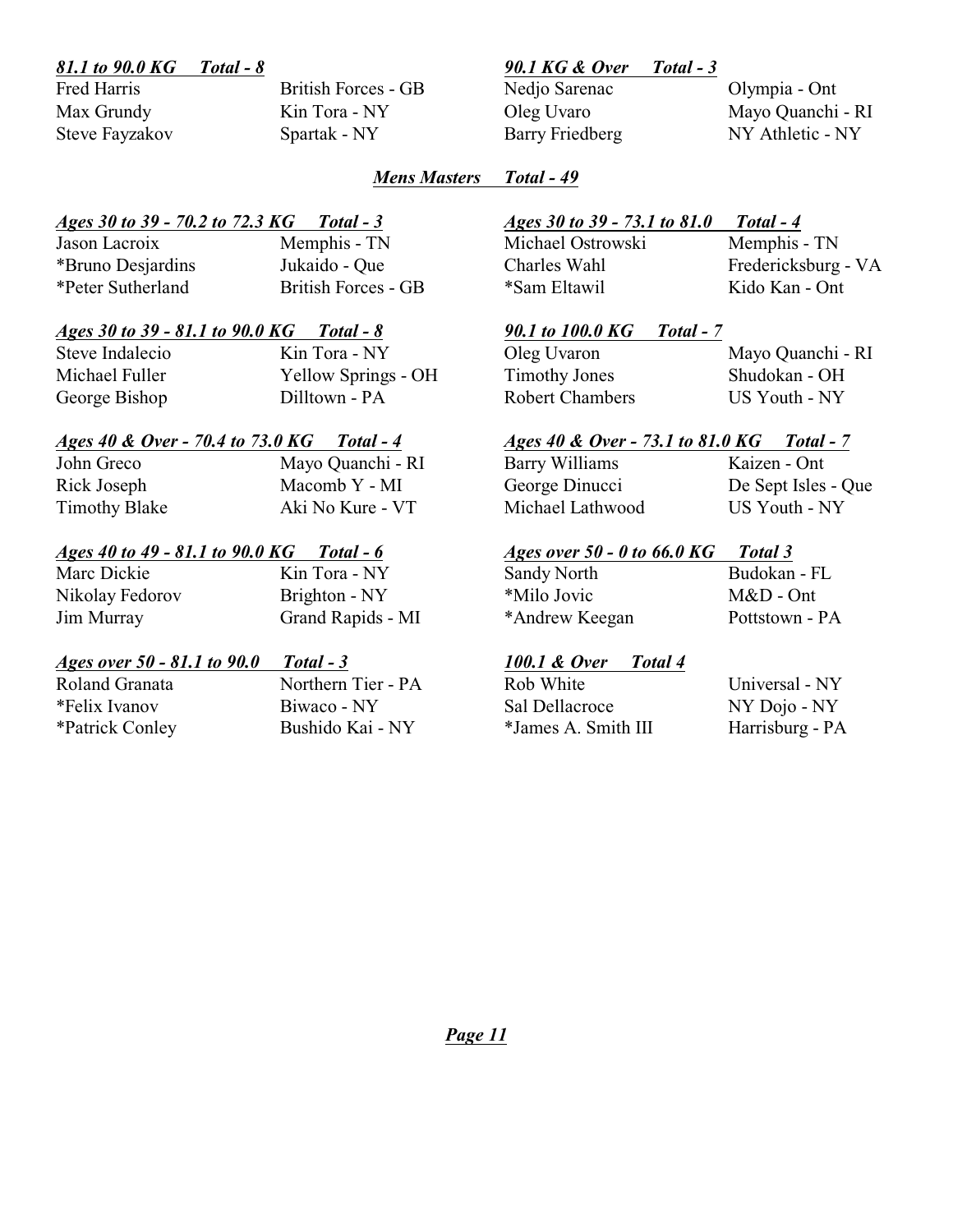***81.1 to 90.0 KG Total - 8***

| | |
|---|---|
| Fred Harris | British Forces - GB |
| Max Grundy | Kin Tora - NY |
| Steve Fayzakov | Spartak - NY |

***90.1 KG & Over Total - 3***

| | |
|---|---|
| Nedjo Sarenac | Olympia - Ont |
| Oleg Uvaro | Mayo Quanchi - RI |
| Barry Friedberg | NY Athletic - NY |

## ***Mens Masters Total - 49***

***Ages 30 to 39 - 70.2 to 72.3 KG Total - 3***

| | |
|---|---|
| Jason Lacroix | Memphis - TN |
| *Bruno Desjardins | Jukaido - Que |
| *Peter Sutherland | British Forces - GB |

***Ages 30 to 39 - 73.1 to 81.0 Total - 4***

| | |
|---|---|
| Michael Ostrowski | Memphis - TN |
| Charles Wahl | Fredericksburg - VA |
| *Sam Eltawil | Kido Kan - Ont |

***Ages 30 to 39 - 81.1 to 90.0 KG Total - 8***

| | |
|---|---|
| Steve Indalecio | Kin Tora - NY |
| Michael Fuller | Yellow Springs - OH |
| George Bishop | Dilltown - PA |

***90.1 to 100.0 KG Total - 7***

| | |
|---|---|
| Oleg Uvaron | Mayo Quanchi - RI |
| Timothy Jones | Shudokan - OH |
| Robert Chambers | US Youth - NY |

***Ages 40 & Over - 70.4 to 73.0 KG Total - 4***

| | |
|---|---|
| John Greco | Mayo Quanchi - RI |
| Rick Joseph | Macomb Y - MI |
| Timothy Blake | Aki No Kure - VT |

***Ages 40 & Over - 73.1 to 81.0 KG Total - 7***

| | |
|---|---|
| Barry Williams | Kaizen - Ont |
| George Dinucci | De Sept Isles - Que |
| Michael Lathwood | US Youth - NY |

***Ages 40 to 49 - 81.1 to 90.0 KG Total - 6***

| | |
|---|---|
| Marc Dickie | Kin Tora - NY |
| Nikolay Fedorov | Brighton - NY |
| Jim Murray | Grand Rapids - MI |

***Ages over 50 - 0 to 66.0 KG Total 3***

| | |
|---|---|
| Sandy North | Budokan - FL |
| *Milo Jovic | M&D - Ont |
| *Andrew Keegan | Pottstown - PA |

***Ages over 50 - 81.1 to 90.0 Total - 3***

| | |
|---|---|
| Roland Granata | Northern Tier - PA |
| *Felix Ivanov | Biwaco - NY |
| *Patrick Conley | Bushido Kai - NY |

***100.1 & Over Total 4***

| | |
|---|---|
| Rob White | Universal - NY |
| Sal Dellacroce | NY Dojo - NY |
| *James A. Smith III | Harrisburg - PA |